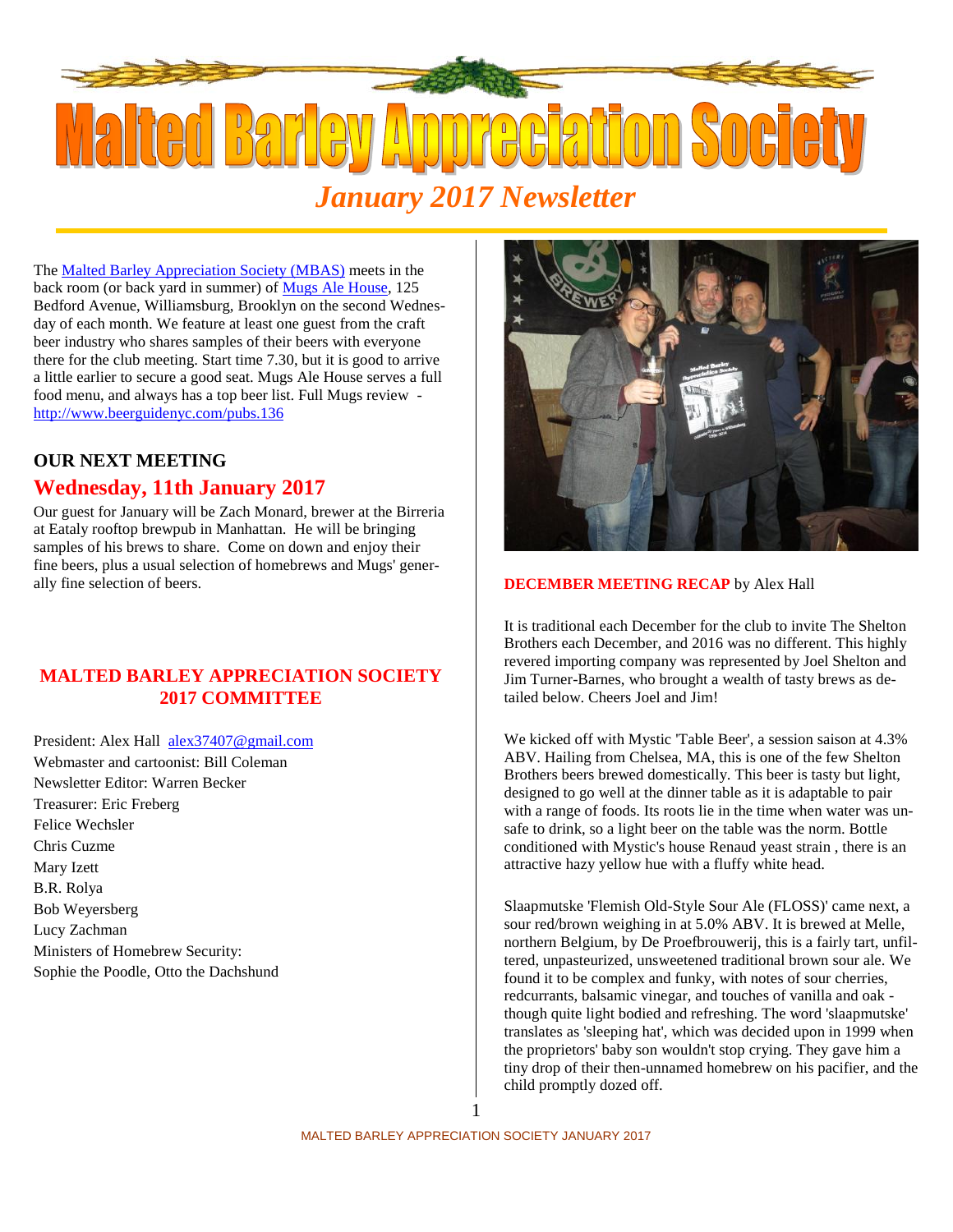# Malted Barley Appreciation Society

## *January 2017 Newsletter*

The Malted Barley Appreciation Society (MBAS) meets in the back room (or back yard in summer) of Mugs Ale House, 125 Bedford Avenue, Williamsburg, Brooklyn on the second Wednesday of each month. We feature at least one guest from the craft beer industry who shares samples of their beers with everyone there for the club meeting. Start time 7.30, but it is good to arrive a little earlier to secure a good seat. Mugs Ale House serves a full food menu, and always has a top beer list. Full Mugs review - http://www.beerguidenyc.com/pubs.136

### OUR NEXT MEETING

## Wednesday, 11th January 2017

Our guest for January will be Zach Monard, brewer at the Birreria at Eataly rooftop brewpub in Manhattan. He will be bringing samples of his brews to share. Come on down and enjoy their fine beers, plus a usual selection of homebrews and Mugs' generally fine selection of beers.

### MALTED BARLEY APPRECIATION SOCIETY 2017 COMMITTEE

President: Alex Hall alex37407@gmail.com
Webmaster and cartoonist: Bill Coleman
Newsletter Editor: Warren Becker
Treasurer: Eric Freberg
Felice Wechsler
Chris Cuzme
Mary Izett
B.R. Rolya
Bob Weyersberg
Lucy Zachman
Ministers of Homebrew Security:
Sophie the Poodle, Otto the Dachshund

**DECEMBER MEETING RECAP** by Alex Hall

It is traditional each December for the club to invite The Shelton Brothers each December, and 2016 was no different. This highly revered importing company was represented by Joel Shelton and Jim Turner-Barnes, who brought a wealth of tasty brews as detailed below. Cheers Joel and Jim!

We kicked off with Mystic 'Table Beer', a session saison at 4.3% ABV. Hailing from Chelsea, MA, this is one of the few Shelton Brothers beers brewed domestically. This beer is tasty but light, designed to go well at the dinner table as it is adaptable to pair with a range of foods. Its roots lie in the time when water was unsafe to drink, so a light beer on the table was the norm. Bottle conditioned with Mystic's house Renaud yeast strain , there is an attractive hazy yellow hue with a fluffy white head.

Slaapmutske 'Flemish Old-Style Sour Ale (FLOSS)' came next, a sour red/brown weighing in at 5.0% ABV. It is brewed at Melle, northern Belgium, by De Proefbrouwerij, this is a fairly tart, unfiltered, unpasteurized, unsweetened traditional brown sour ale. We found it to be complex and funky, with notes of sour cherries, redcurrants, balsamic vinegar, and touches of vanilla and oak - though quite light bodied and refreshing. The word 'slaapmutske' translates as 'sleeping hat', which was decided upon in 1999 when the proprietors' baby son wouldn't stop crying. They gave him a tiny drop of their then-unnamed homebrew on his pacifier, and the child promptly dozed off.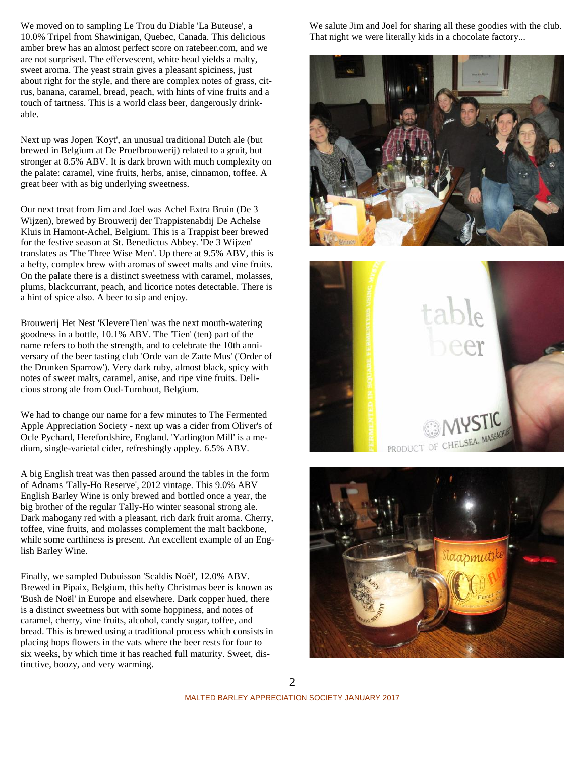We moved on to sampling Le Trou du Diable 'La Buteuse', a 10.0% Tripel from Shawinigan, Quebec, Canada. This delicious amber brew has an almost perfect score on ratebeer.com, and we are not surprised. The effervescent, white head yields a malty, sweet aroma. The yeast strain gives a pleasant spiciness, just about right for the style, and there are complex notes of grass, citrus, banana, caramel, bread, peach, with hints of vine fruits and a touch of tartness. This is a world class beer, dangerously drinkable.

Next up was Jopen 'Koyt', an unusual traditional Dutch ale (but brewed in Belgium at De Proefbrouwerij) related to a gruit, but stronger at 8.5% ABV. It is dark brown with much complexity on the palate: caramel, vine fruits, herbs, anise, cinnamon, toffee. A great beer with as big underlying sweetness.

Our next treat from Jim and Joel was Achel Extra Bruin (De 3 Wijzen), brewed by Brouwerij der Trappistenabdij De Achelse Kluis in Hamont-Achel, Belgium. This is a Trappist beer brewed for the festive season at St. Benedictus Abbey. 'De 3 Wijzen' translates as 'The Three Wise Men'. Up there at 9.5% ABV, this is a hefty, complex brew with aromas of sweet malts and vine fruits. On the palate there is a distinct sweetness with caramel, molasses, plums, blackcurrant, peach, and licorice notes detectable. There is a hint of spice also. A beer to sip and enjoy.

Brouwerij Het Nest 'KlevereTien' was the next mouth-watering goodness in a bottle, 10.1% ABV. The 'Tien' (ten) part of the name refers to both the strength, and to celebrate the 10th anniversary of the beer tasting club 'Orde van de Zatte Mus' ('Order of the Drunken Sparrow'). Very dark ruby, almost black, spicy with notes of sweet malts, caramel, anise, and ripe vine fruits. Delicious strong ale from Oud-Turnhout, Belgium.

We had to change our name for a few minutes to The Fermented Apple Appreciation Society - next up was a cider from Oliver's of Ocle Pychard, Herefordshire, England. 'Yarlington Mill' is a medium, single-varietal cider, refreshingly appley. 6.5% ABV.

A big English treat was then passed around the tables in the form of Adnams 'Tally-Ho Reserve', 2012 vintage. This 9.0% ABV English Barley Wine is only brewed and bottled once a year, the big brother of the regular Tally-Ho winter seasonal strong ale. Dark mahogany red with a pleasant, rich dark fruit aroma. Cherry, toffee, vine fruits, and molasses complement the malt backbone, while some earthiness is present. An excellent example of an English Barley Wine.

Finally, we sampled Dubuisson 'Scaldis Noël', 12.0% ABV. Brewed in Pipaix, Belgium, this hefty Christmas beer is known as 'Bush de Noël' in Europe and elsewhere. Dark copper hued, there is a distinct sweetness but with some hoppiness, and notes of caramel, cherry, vine fruits, alcohol, candy sugar, toffee, and bread. This is brewed using a traditional process which consists in placing hops flowers in the vats where the beer rests for four to six weeks, by which time it has reached full maturity. Sweet, distinctive, boozy, and very warming.

We salute Jim and Joel for sharing all these goodies with the club. That night we were literally kids in a chocolate factory...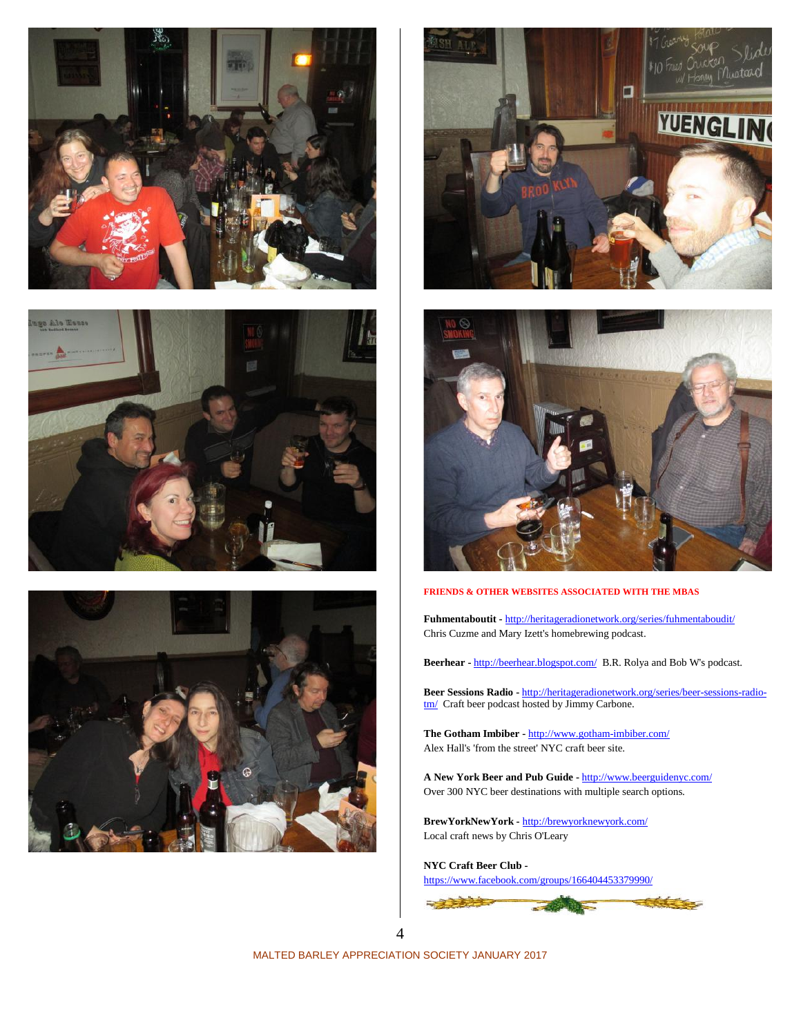**FRIENDS & OTHER WEBSITES ASSOCIATED WITH THE MBAS**

**Fuhmentaboutit** - http://heritageradionetwork.org/series/fuhmentaboudit/
Chris Cuzme and Mary Izett's homebrewing podcast.

**Beerhear** - http://beerhear.blogspot.com/ B.R. Rolya and Bob W's podcast.

**Beer Sessions Radio** - http://heritageradionetwork.org/series/beer-sessions-radio-tm/ Craft beer podcast hosted by Jimmy Carbone.

**The Gotham Imbiber** - http://www.gotham-imbiber.com/
Alex Hall's 'from the street' NYC craft beer site.

**A New York Beer and Pub Guide** - http://www.beerguidenyc.com/
Over 300 NYC beer destinations with multiple search options.

**BrewYorkNewYork** - http://brewyorknewyork.com/
Local craft news by Chris O'Leary

**NYC Craft Beer Club** -
https://www.facebook.com/groups/166404453379990/